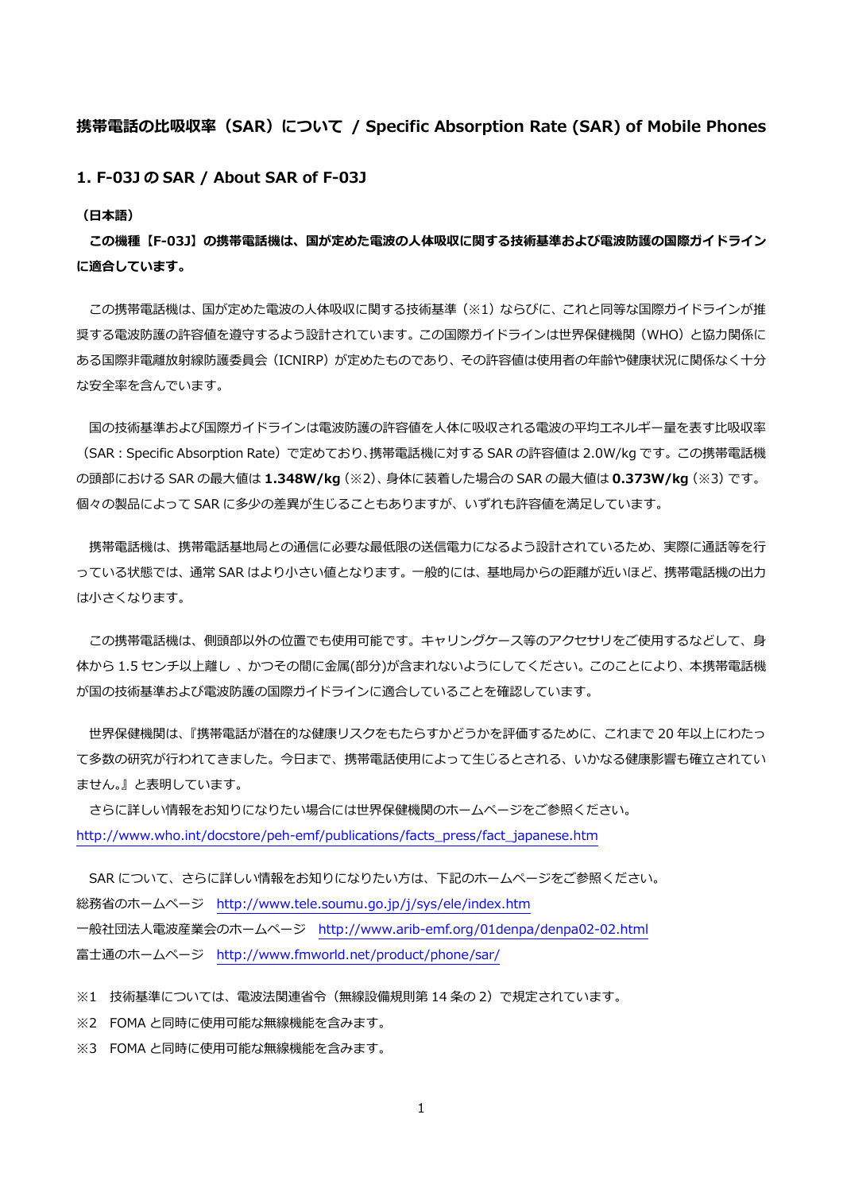# 携帯電話の比吸収率（SAR）について / Specific Absorption Rate (SAR) of Mobile Phones

## 1. F-03J の SAR / About SAR of F-03J

**（日本語）**

**この機種【F-03J】の携帯電話機は、国が定めた電波の人体吸収に関する技術基準および電波防護の国際ガイドラインに適合しています。**

この携帯電話機は、国が定めた電波の人体吸収に関する技術基準（※1）ならびに、これと同等な国際ガイドラインが推奨する電波防護の許容値を遵守するよう設計されています。この国際ガイドラインは世界保健機関（WHO）と協力関係にある国際非電離放射線防護委員会（ICNIRP）が定めたものであり、その許容値は使用者の年齢や健康状況に関係なく十分な安全率を含んでいます。

国の技術基準および国際ガイドラインは電波防護の許容値を人体に吸収される電波の平均エネルギー量を表す比吸収率（SAR：Specific Absorption Rate）で定めており、携帯電話機に対する SAR の許容値は 2.0W/kg です。この携帯電話機の頭部における SAR の最大値は **1.348W/kg**（※2）、身体に装着した場合の SAR の最大値は **0.373W/kg**（※3）です。個々の製品によって SAR に多少の差異が生じることもありますが、いずれも許容値を満足しています。

携帯電話機は、携帯電話基地局との通信に必要な最低限の送信電力になるよう設計されているため、実際に通話等を行っている状態では、通常 SAR はより小さい値となります。一般的には、基地局からの距離が近いほど、携帯電話機の出力は小さくなります。

この携帯電話機は、側頭部以外の位置でも使用可能です。キャリングケース等のアクセサリをご使用するなどして、身体から 1.5 センチ以上離し 、かつその間に金属(部分)が含まれないようにしてください。このことにより、本携帯電話機が国の技術基準および電波防護の国際ガイドラインに適合していることを確認しています。

世界保健機関は、『携帯電話が潜在的な健康リスクをもたらすかどうかを評価するために、これまで 20 年以上にわたって多数の研究が行われてきました。今日まで、携帯電話使用によって生じるとされる、いかなる健康影響も確立されていません。』と表明しています。

さらに詳しい情報をお知りになりたい場合には世界保健機関のホームページをご参照ください。
http://www.who.int/docstore/peh-emf/publications/facts_press/fact_japanese.htm

SAR について、さらに詳しい情報をお知りになりたい方は、下記のホームページをご参照ください。
総務省のホームページ　http://www.tele.soumu.go.jp/j/sys/ele/index.htm
一般社団法人電波産業会のホームページ　http://www.arib-emf.org/01denpa/denpa02-02.html
富士通のホームページ　http://www.fmworld.net/product/phone/sar/

※1　技術基準については、電波法関連省令（無線設備規則第 14 条の 2）で規定されています。
※2　FOMA と同時に使用可能な無線機能を含みます。
※3　FOMA と同時に使用可能な無線機能を含みます。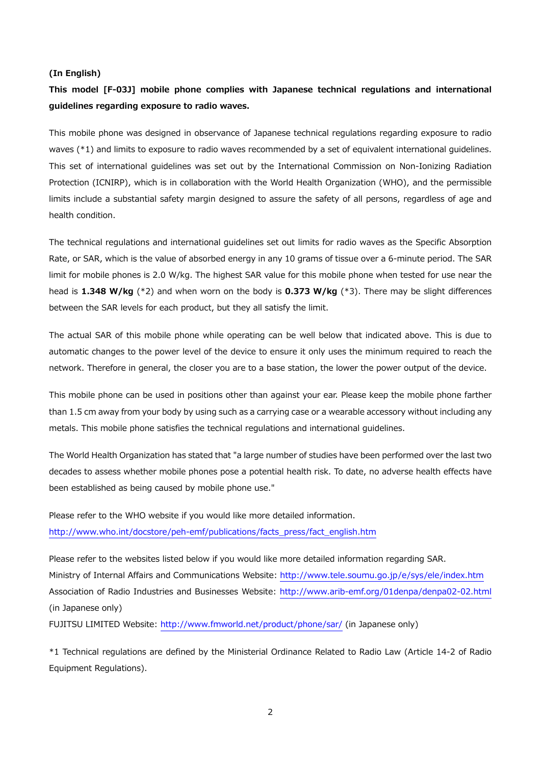**(In English)**

**This model [F-03J] mobile phone complies with Japanese technical regulations and international guidelines regarding exposure to radio waves.**

This mobile phone was designed in observance of Japanese technical regulations regarding exposure to radio waves (*1) and limits to exposure to radio waves recommended by a set of equivalent international guidelines. This set of international guidelines was set out by the International Commission on Non-Ionizing Radiation Protection (ICNIRP), which is in collaboration with the World Health Organization (WHO), and the permissible limits include a substantial safety margin designed to assure the safety of all persons, regardless of age and health condition.

The technical regulations and international guidelines set out limits for radio waves as the Specific Absorption Rate, or SAR, which is the value of absorbed energy in any 10 grams of tissue over a 6-minute period. The SAR limit for mobile phones is 2.0 W/kg. The highest SAR value for this mobile phone when tested for use near the head is **1.348 W/kg** (*2) and when worn on the body is **0.373 W/kg** (*3). There may be slight differences between the SAR levels for each product, but they all satisfy the limit.

The actual SAR of this mobile phone while operating can be well below that indicated above. This is due to automatic changes to the power level of the device to ensure it only uses the minimum required to reach the network. Therefore in general, the closer you are to a base station, the lower the power output of the device.

This mobile phone can be used in positions other than against your ear. Please keep the mobile phone farther than 1.5 cm away from your body by using such as a carrying case or a wearable accessory without including any metals. This mobile phone satisfies the technical regulations and international guidelines.

The World Health Organization has stated that "a large number of studies have been performed over the last two decades to assess whether mobile phones pose a potential health risk. To date, no adverse health effects have been established as being caused by mobile phone use."

Please refer to the WHO website if you would like more detailed information.
http://www.who.int/docstore/peh-emf/publications/facts_press/fact_english.htm

Please refer to the websites listed below if you would like more detailed information regarding SAR.
Ministry of Internal Affairs and Communications Website: http://www.tele.soumu.go.jp/e/sys/ele/index.htm
Association of Radio Industries and Businesses Website: http://www.arib-emf.org/01denpa/denpa02-02.html (in Japanese only)
FUJITSU LIMITED Website: http://www.fmworld.net/product/phone/sar/ (in Japanese only)

*1 Technical regulations are defined by the Ministerial Ordinance Related to Radio Law (Article 14-2 of Radio Equipment Regulations).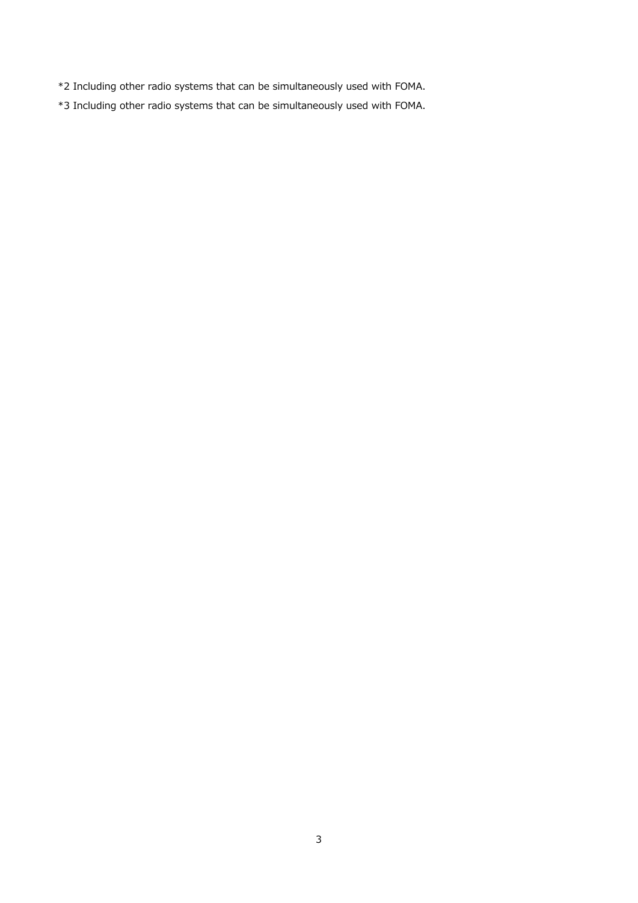*2 Including other radio systems that can be simultaneously used with FOMA.

*3 Including other radio systems that can be simultaneously used with FOMA.